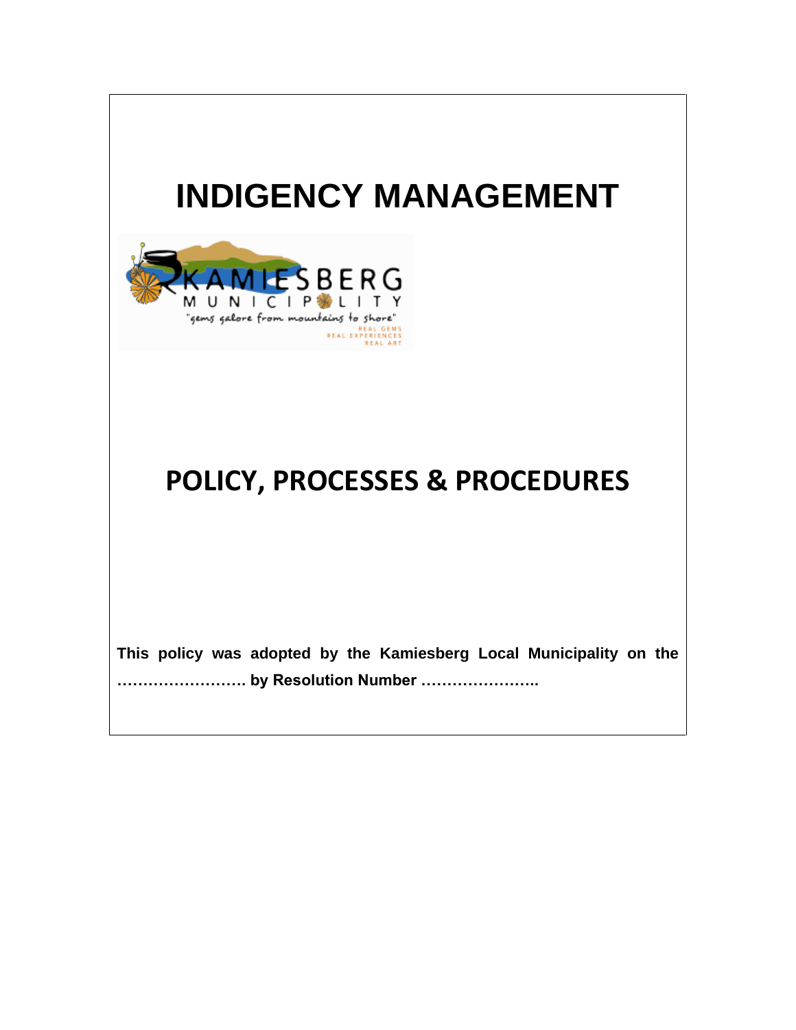# INDIGENCY MANAGEMENT

# POLICY, PROCESSES & PROCEDURES

**This policy was adopted by the Kamiesberg Local Municipality on the ……………………. by Resolution Number …………………..**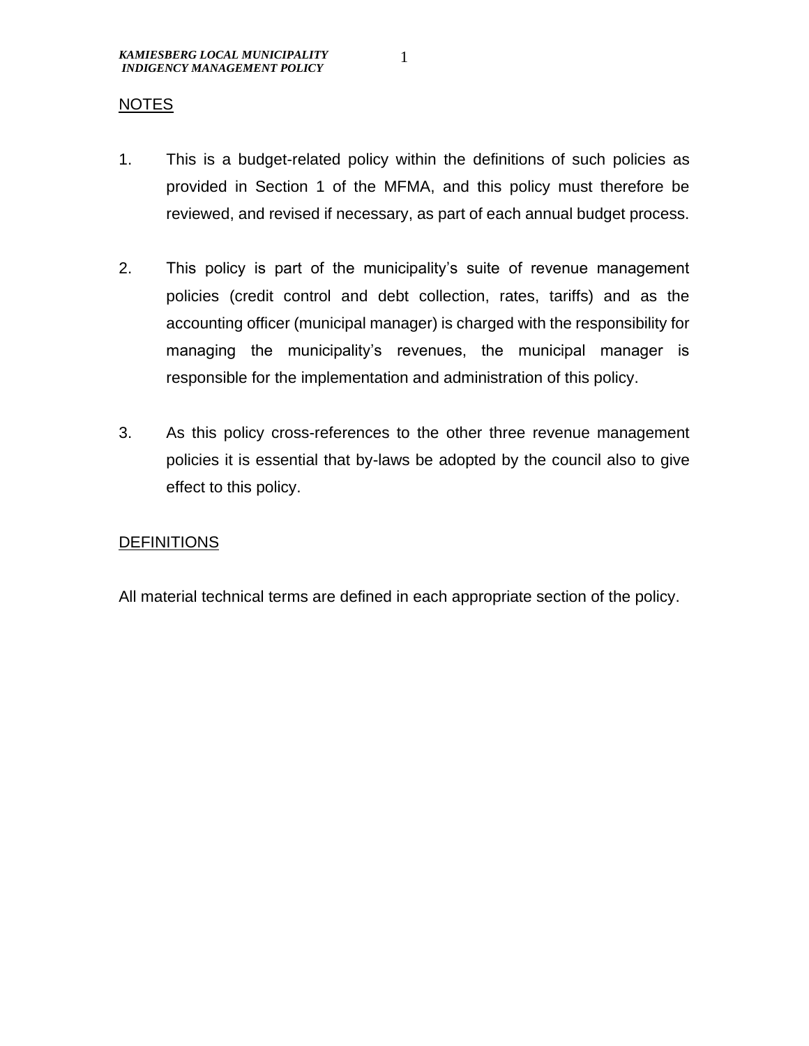## NOTES

1. This is a budget-related policy within the definitions of such policies as provided in Section 1 of the MFMA, and this policy must therefore be reviewed, and revised if necessary, as part of each annual budget process.

2. This policy is part of the municipality's suite of revenue management policies (credit control and debt collection, rates, tariffs) and as the accounting officer (municipal manager) is charged with the responsibility for managing the municipality's revenues, the municipal manager is responsible for the implementation and administration of this policy.

3. As this policy cross-references to the other three revenue management policies it is essential that by-laws be adopted by the council also to give effect to this policy.

## DEFINITIONS

All material technical terms are defined in each appropriate section of the policy.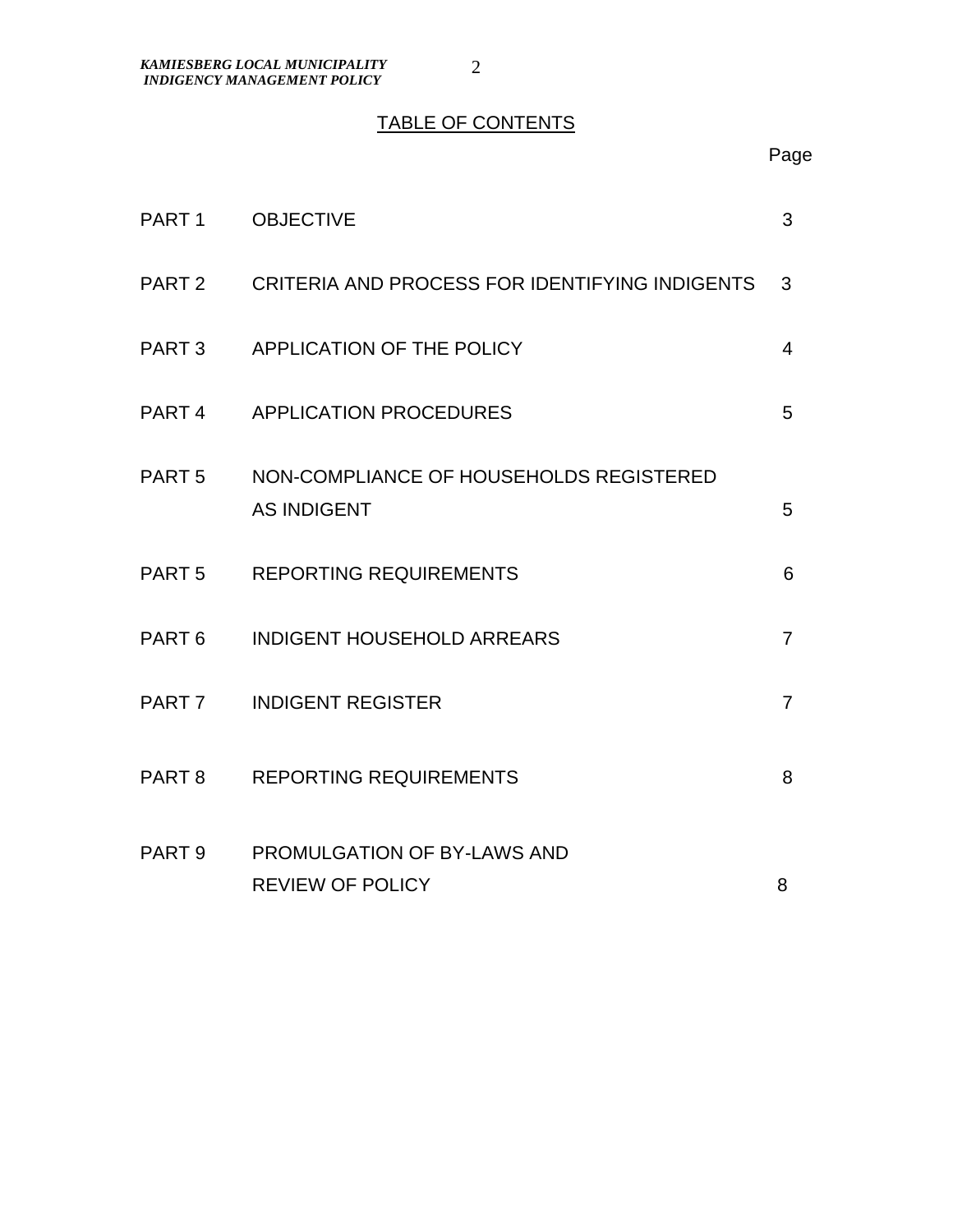## TABLE OF CONTENTS

| | | Page |
|---|---|---|
| PART 1 | OBJECTIVE | 3 |
| PART 2 | CRITERIA AND PROCESS FOR IDENTIFYING INDIGENTS | 3 |
| PART 3 | APPLICATION OF THE POLICY | 4 |
| PART 4 | APPLICATION PROCEDURES | 5 |
| PART 5 | NON-COMPLIANCE OF HOUSEHOLDS REGISTERED AS INDIGENT | 5 |
| PART 5 | REPORTING REQUIREMENTS | 6 |
| PART 6 | INDIGENT HOUSEHOLD ARREARS | 7 |
| PART 7 | INDIGENT REGISTER | 7 |
| PART 8 | REPORTING REQUIREMENTS | 8 |
| PART 9 | PROMULGATION OF BY-LAWS AND REVIEW OF POLICY | 8 |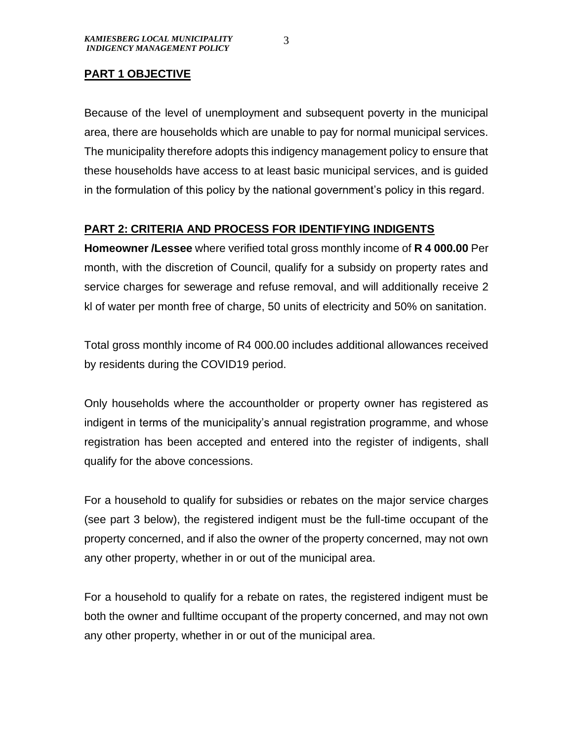## PART 1 OBJECTIVE

Because of the level of unemployment and subsequent poverty in the municipal area, there are households which are unable to pay for normal municipal services. The municipality therefore adopts this indigency management policy to ensure that these households have access to at least basic municipal services, and is guided in the formulation of this policy by the national government's policy in this regard.

## PART 2: CRITERIA AND PROCESS FOR IDENTIFYING INDIGENTS

**Homeowner /Lessee** where verified total gross monthly income of **R 4 000.00** Per month, with the discretion of Council, qualify for a subsidy on property rates and service charges for sewerage and refuse removal, and will additionally receive 2 kl of water per month free of charge, 50 units of electricity and 50% on sanitation.

Total gross monthly income of R4 000.00 includes additional allowances received by residents during the COVID19 period.

Only households where the accountholder or property owner has registered as indigent in terms of the municipality's annual registration programme, and whose registration has been accepted and entered into the register of indigents, shall qualify for the above concessions.

For a household to qualify for subsidies or rebates on the major service charges (see part 3 below), the registered indigent must be the full-time occupant of the property concerned, and if also the owner of the property concerned, may not own any other property, whether in or out of the municipal area.

For a household to qualify for a rebate on rates, the registered indigent must be both the owner and fulltime occupant of the property concerned, and may not own any other property, whether in or out of the municipal area.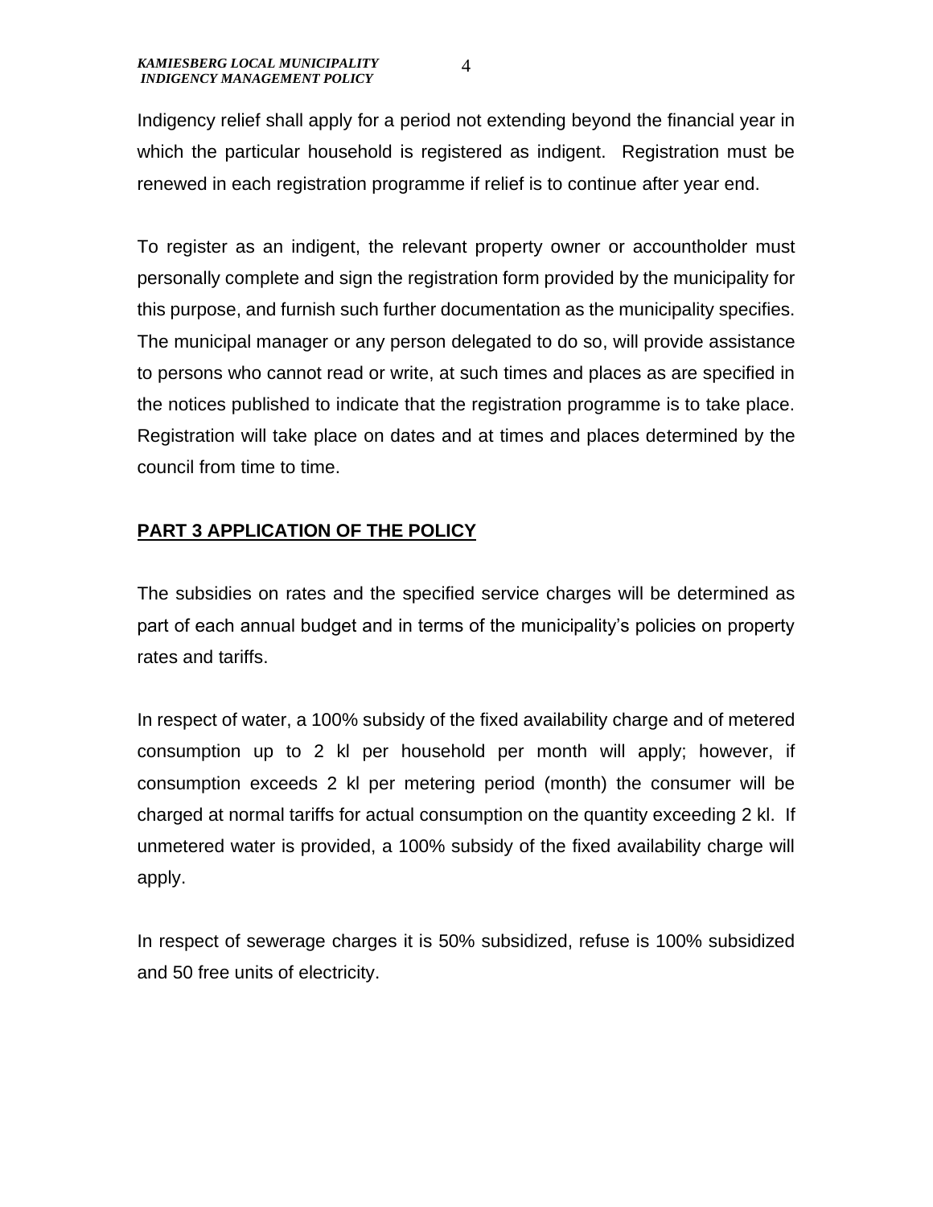Indigency relief shall apply for a period not extending beyond the financial year in which the particular household is registered as indigent. Registration must be renewed in each registration programme if relief is to continue after year end.

To register as an indigent, the relevant property owner or accountholder must personally complete and sign the registration form provided by the municipality for this purpose, and furnish such further documentation as the municipality specifies. The municipal manager or any person delegated to do so, will provide assistance to persons who cannot read or write, at such times and places as are specified in the notices published to indicate that the registration programme is to take place. Registration will take place on dates and at times and places determined by the council from time to time.

## PART 3 APPLICATION OF THE POLICY

The subsidies on rates and the specified service charges will be determined as part of each annual budget and in terms of the municipality's policies on property rates and tariffs.

In respect of water, a 100% subsidy of the fixed availability charge and of metered consumption up to 2 kl per household per month will apply; however, if consumption exceeds 2 kl per metering period (month) the consumer will be charged at normal tariffs for actual consumption on the quantity exceeding 2 kl. If unmetered water is provided, a 100% subsidy of the fixed availability charge will apply.

In respect of sewerage charges it is 50% subsidized, refuse is 100% subsidized and 50 free units of electricity.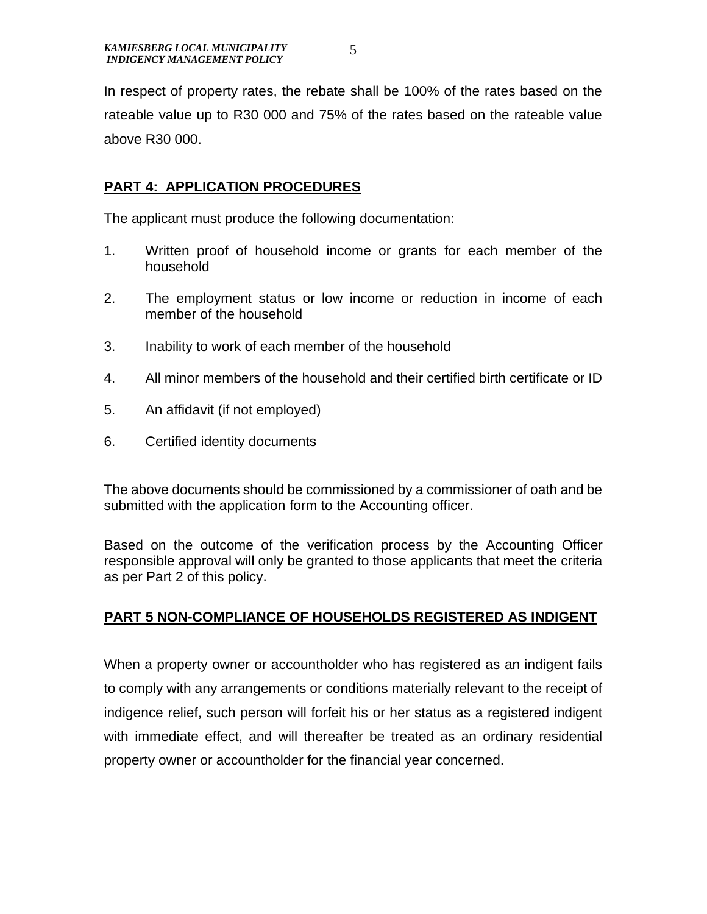In respect of property rates, the rebate shall be 100% of the rates based on the rateable value up to R30 000 and 75% of the rates based on the rateable value above R30 000.

## PART 4: APPLICATION PROCEDURES

The applicant must produce the following documentation:

1. Written proof of household income or grants for each member of the household
2. The employment status or low income or reduction in income of each member of the household
3. Inability to work of each member of the household
4. All minor members of the household and their certified birth certificate or ID
5. An affidavit (if not employed)
6. Certified identity documents

The above documents should be commissioned by a commissioner of oath and be submitted with the application form to the Accounting officer.

Based on the outcome of the verification process by the Accounting Officer responsible approval will only be granted to those applicants that meet the criteria as per Part 2 of this policy.

## PART 5 NON-COMPLIANCE OF HOUSEHOLDS REGISTERED AS INDIGENT

When a property owner or accountholder who has registered as an indigent fails to comply with any arrangements or conditions materially relevant to the receipt of indigence relief, such person will forfeit his or her status as a registered indigent with immediate effect, and will thereafter be treated as an ordinary residential property owner or accountholder for the financial year concerned.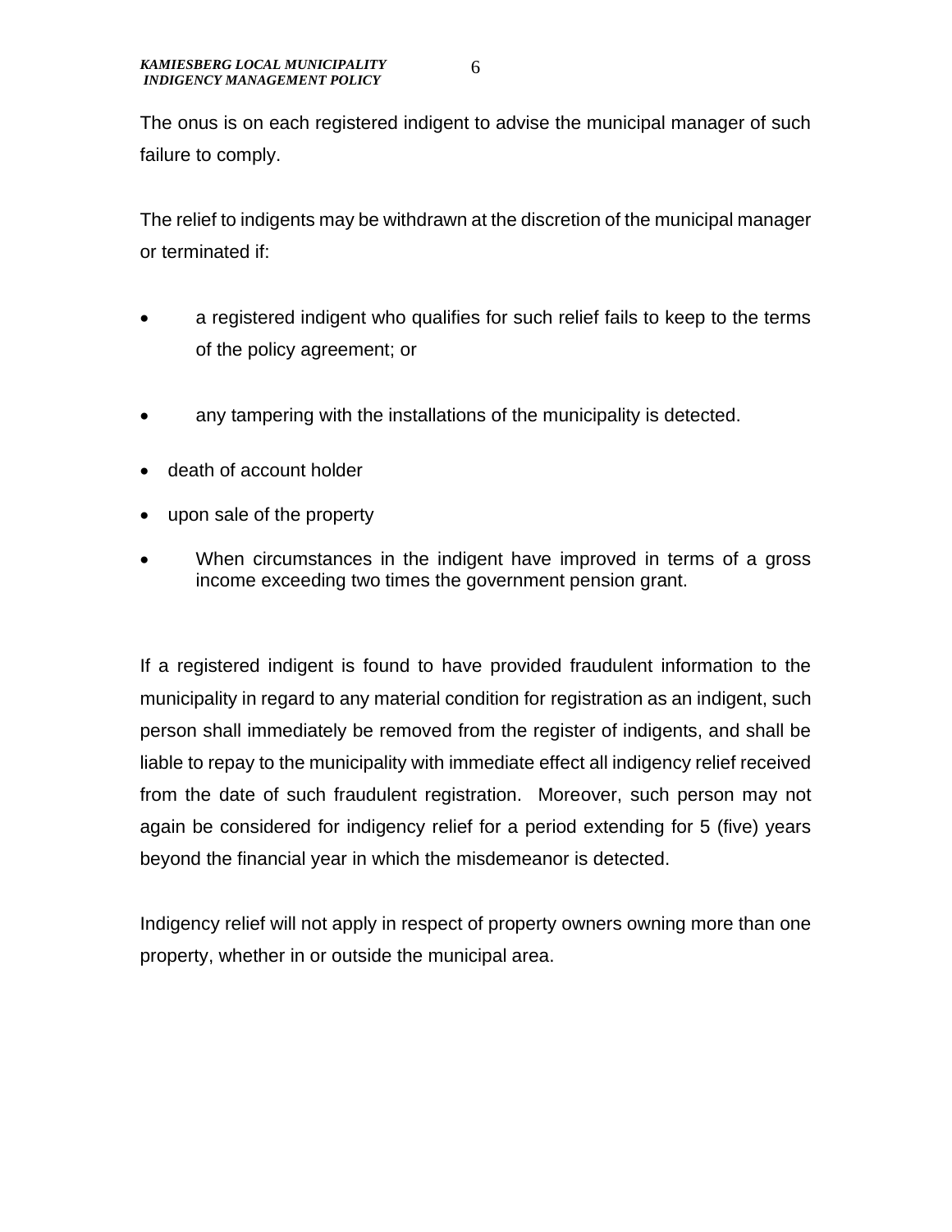The onus is on each registered indigent to advise the municipal manager of such failure to comply.

The relief to indigents may be withdrawn at the discretion of the municipal manager or terminated if:

- a registered indigent who qualifies for such relief fails to keep to the terms of the policy agreement; or
- any tampering with the installations of the municipality is detected.
- death of account holder
- upon sale of the property
- When circumstances in the indigent have improved in terms of a gross income exceeding two times the government pension grant.

If a registered indigent is found to have provided fraudulent information to the municipality in regard to any material condition for registration as an indigent, such person shall immediately be removed from the register of indigents, and shall be liable to repay to the municipality with immediate effect all indigency relief received from the date of such fraudulent registration. Moreover, such person may not again be considered for indigency relief for a period extending for 5 (five) years beyond the financial year in which the misdemeanor is detected.

Indigency relief will not apply in respect of property owners owning more than one property, whether in or outside the municipal area.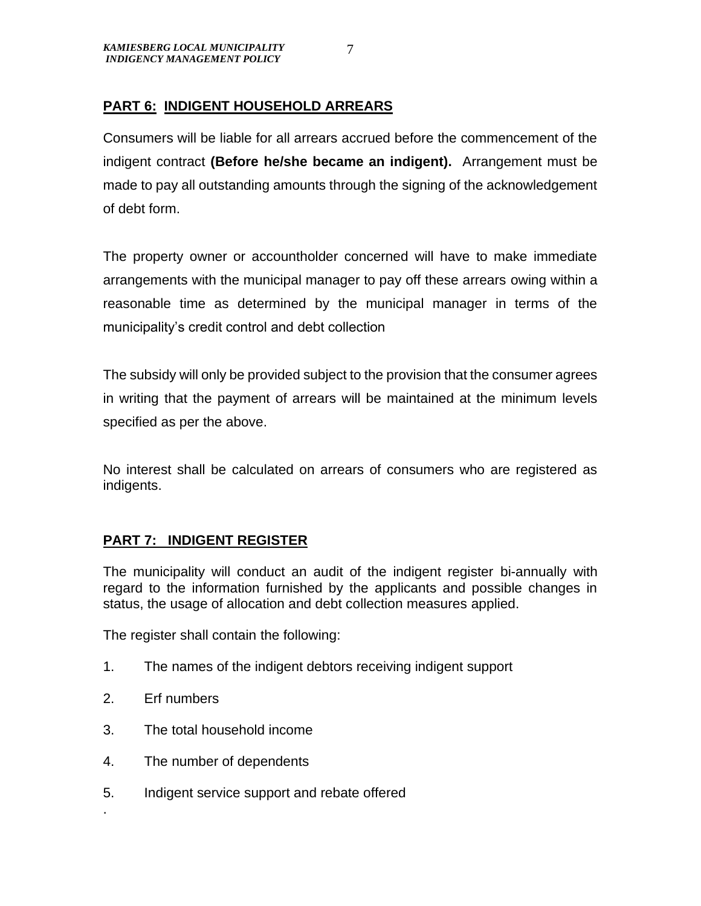## PART 6: INDIGENT HOUSEHOLD ARREARS

Consumers will be liable for all arrears accrued before the commencement of the indigent contract **(Before he/she became an indigent).** Arrangement must be made to pay all outstanding amounts through the signing of the acknowledgement of debt form.

The property owner or accountholder concerned will have to make immediate arrangements with the municipal manager to pay off these arrears owing within a reasonable time as determined by the municipal manager in terms of the municipality's credit control and debt collection

The subsidy will only be provided subject to the provision that the consumer agrees in writing that the payment of arrears will be maintained at the minimum levels specified as per the above.

No interest shall be calculated on arrears of consumers who are registered as indigents.

## PART 7: INDIGENT REGISTER

The municipality will conduct an audit of the indigent register bi-annually with regard to the information furnished by the applicants and possible changes in status, the usage of allocation and debt collection measures applied.

The register shall contain the following:

1. The names of the indigent debtors receiving indigent support
2. Erf numbers
3. The total household income
4. The number of dependents
5. Indigent service support and rebate offered

.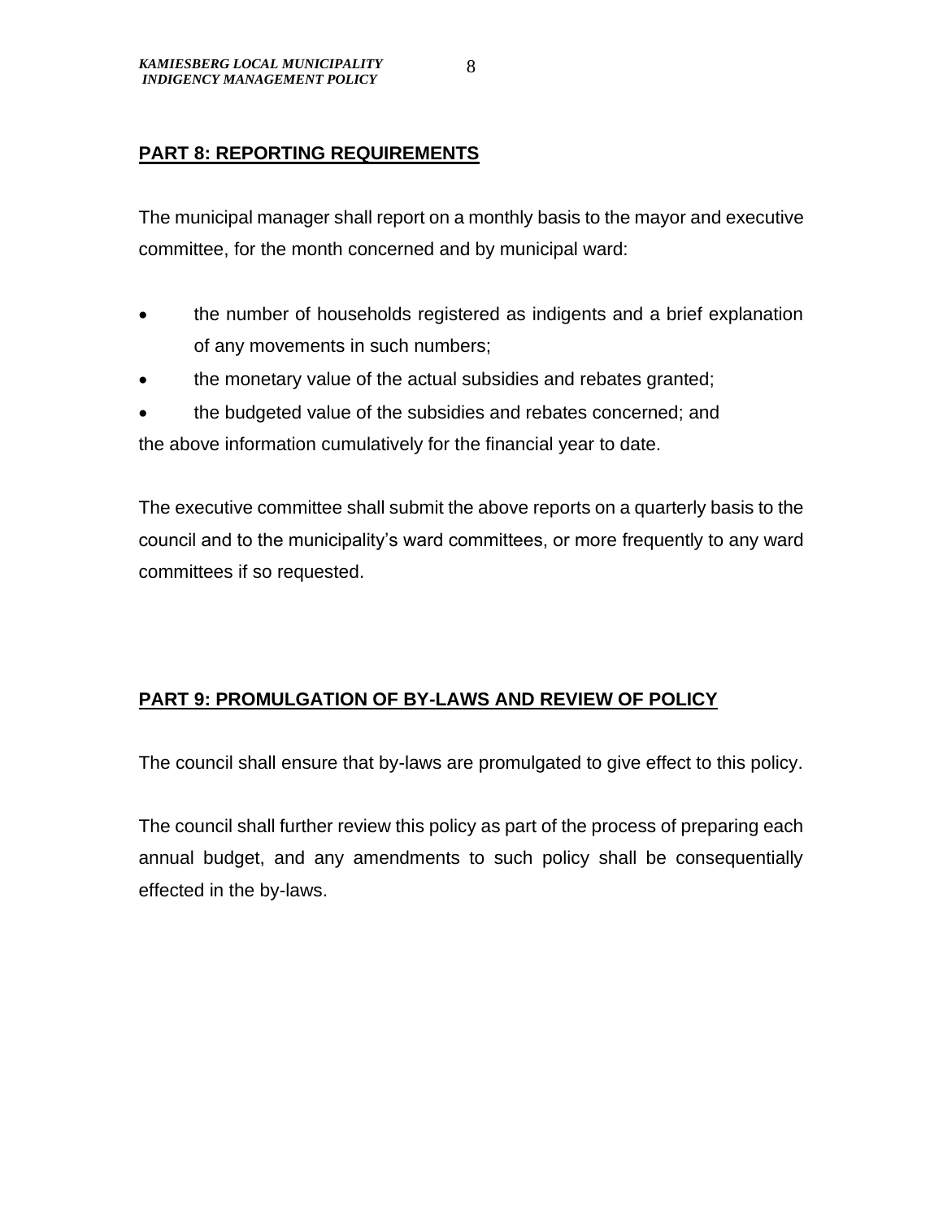## PART 8: REPORTING REQUIREMENTS

The municipal manager shall report on a monthly basis to the mayor and executive committee, for the month concerned and by municipal ward:

- the number of households registered as indigents and a brief explanation of any movements in such numbers;
- the monetary value of the actual subsidies and rebates granted;
- the budgeted value of the subsidies and rebates concerned; and

the above information cumulatively for the financial year to date.

The executive committee shall submit the above reports on a quarterly basis to the council and to the municipality's ward committees, or more frequently to any ward committees if so requested.

## PART 9: PROMULGATION OF BY-LAWS AND REVIEW OF POLICY

The council shall ensure that by-laws are promulgated to give effect to this policy.

The council shall further review this policy as part of the process of preparing each annual budget, and any amendments to such policy shall be consequentially effected in the by-laws.